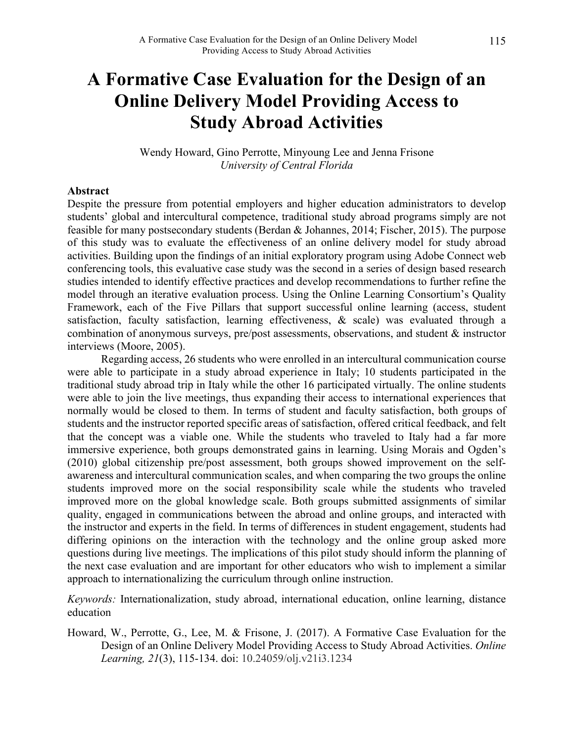# A Formative Case Evaluation for the Design of an Online Delivery Model Providing Access to Study Abroad Activities

Wendy Howard, Gino Perrotte, Minyoung Lee and Jenna Frisone
*University of Central Florida*

**Abstract**

Despite the pressure from potential employers and higher education administrators to develop students' global and intercultural competence, traditional study abroad programs simply are not feasible for many postsecondary students (Berdan & Johannes, 2014; Fischer, 2015). The purpose of this study was to evaluate the effectiveness of an online delivery model for study abroad activities. Building upon the findings of an initial exploratory program using Adobe Connect web conferencing tools, this evaluative case study was the second in a series of design based research studies intended to identify effective practices and develop recommendations to further refine the model through an iterative evaluation process. Using the Online Learning Consortium's Quality Framework, each of the Five Pillars that support successful online learning (access, student satisfaction, faculty satisfaction, learning effectiveness, & scale) was evaluated through a combination of anonymous surveys, pre/post assessments, observations, and student & instructor interviews (Moore, 2005).

Regarding access, 26 students who were enrolled in an intercultural communication course were able to participate in a study abroad experience in Italy; 10 students participated in the traditional study abroad trip in Italy while the other 16 participated virtually. The online students were able to join the live meetings, thus expanding their access to international experiences that normally would be closed to them. In terms of student and faculty satisfaction, both groups of students and the instructor reported specific areas of satisfaction, offered critical feedback, and felt that the concept was a viable one. While the students who traveled to Italy had a far more immersive experience, both groups demonstrated gains in learning. Using Morais and Ogden's (2010) global citizenship pre/post assessment, both groups showed improvement on the self-awareness and intercultural communication scales, and when comparing the two groups the online students improved more on the social responsibility scale while the students who traveled improved more on the global knowledge scale. Both groups submitted assignments of similar quality, engaged in communications between the abroad and online groups, and interacted with the instructor and experts in the field. In terms of differences in student engagement, students had differing opinions on the interaction with the technology and the online group asked more questions during live meetings. The implications of this pilot study should inform the planning of the next case evaluation and are important for other educators who wish to implement a similar approach to internationalizing the curriculum through online instruction.

*Keywords:* Internationalization, study abroad, international education, online learning, distance education

Howard, W., Perrotte, G., Lee, M. & Frisone, J. (2017). A Formative Case Evaluation for the Design of an Online Delivery Model Providing Access to Study Abroad Activities. *Online Learning, 21*(3), 115-134. doi: 10.24059/olj.v21i3.1234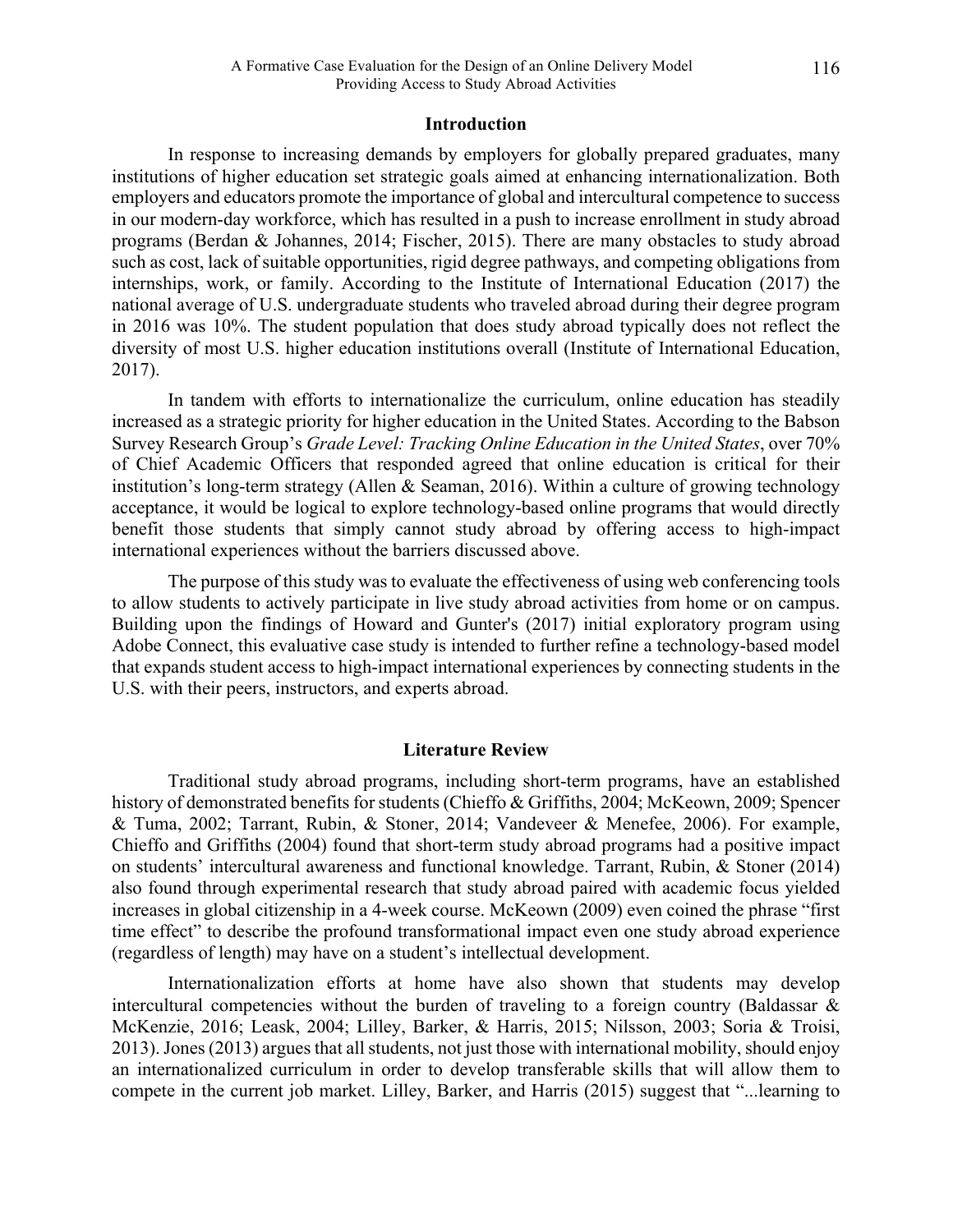## Introduction

In response to increasing demands by employers for globally prepared graduates, many institutions of higher education set strategic goals aimed at enhancing internationalization. Both employers and educators promote the importance of global and intercultural competence to success in our modern-day workforce, which has resulted in a push to increase enrollment in study abroad programs (Berdan & Johannes, 2014; Fischer, 2015). There are many obstacles to study abroad such as cost, lack of suitable opportunities, rigid degree pathways, and competing obligations from internships, work, or family. According to the Institute of International Education (2017) the national average of U.S. undergraduate students who traveled abroad during their degree program in 2016 was 10%. The student population that does study abroad typically does not reflect the diversity of most U.S. higher education institutions overall (Institute of International Education, 2017).

In tandem with efforts to internationalize the curriculum, online education has steadily increased as a strategic priority for higher education in the United States. According to the Babson Survey Research Group's *Grade Level: Tracking Online Education in the United States*, over 70% of Chief Academic Officers that responded agreed that online education is critical for their institution's long-term strategy (Allen & Seaman, 2016). Within a culture of growing technology acceptance, it would be logical to explore technology-based online programs that would directly benefit those students that simply cannot study abroad by offering access to high-impact international experiences without the barriers discussed above.

The purpose of this study was to evaluate the effectiveness of using web conferencing tools to allow students to actively participate in live study abroad activities from home or on campus. Building upon the findings of Howard and Gunter's (2017) initial exploratory program using Adobe Connect, this evaluative case study is intended to further refine a technology-based model that expands student access to high-impact international experiences by connecting students in the U.S. with their peers, instructors, and experts abroad.

## Literature Review

Traditional study abroad programs, including short-term programs, have an established history of demonstrated benefits for students (Chieffo & Griffiths, 2004; McKeown, 2009; Spencer & Tuma, 2002; Tarrant, Rubin, & Stoner, 2014; Vandeveer & Menefee, 2006). For example, Chieffo and Griffiths (2004) found that short-term study abroad programs had a positive impact on students' intercultural awareness and functional knowledge. Tarrant, Rubin, & Stoner (2014) also found through experimental research that study abroad paired with academic focus yielded increases in global citizenship in a 4-week course. McKeown (2009) even coined the phrase "first time effect" to describe the profound transformational impact even one study abroad experience (regardless of length) may have on a student's intellectual development.

Internationalization efforts at home have also shown that students may develop intercultural competencies without the burden of traveling to a foreign country (Baldassar & McKenzie, 2016; Leask, 2004; Lilley, Barker, & Harris, 2015; Nilsson, 2003; Soria & Troisi, 2013). Jones (2013) argues that all students, not just those with international mobility, should enjoy an internationalized curriculum in order to develop transferable skills that will allow them to compete in the current job market. Lilley, Barker, and Harris (2015) suggest that "...learning to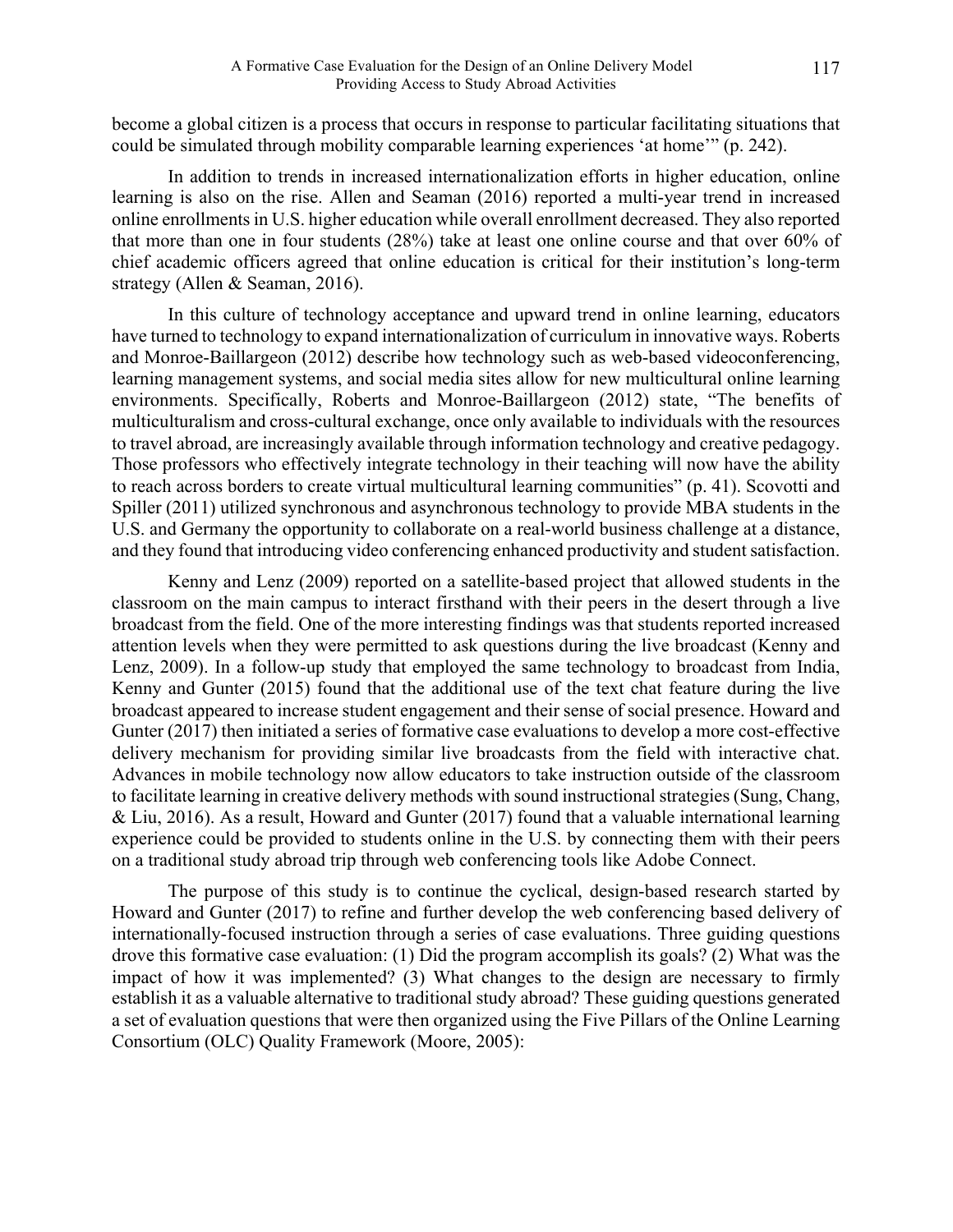become a global citizen is a process that occurs in response to particular facilitating situations that could be simulated through mobility comparable learning experiences 'at home'" (p. 242).

In addition to trends in increased internationalization efforts in higher education, online learning is also on the rise. Allen and Seaman (2016) reported a multi-year trend in increased online enrollments in U.S. higher education while overall enrollment decreased. They also reported that more than one in four students (28%) take at least one online course and that over 60% of chief academic officers agreed that online education is critical for their institution's long-term strategy (Allen & Seaman, 2016).

In this culture of technology acceptance and upward trend in online learning, educators have turned to technology to expand internationalization of curriculum in innovative ways. Roberts and Monroe-Baillargeon (2012) describe how technology such as web-based videoconferencing, learning management systems, and social media sites allow for new multicultural online learning environments. Specifically, Roberts and Monroe-Baillargeon (2012) state, "The benefits of multiculturalism and cross-cultural exchange, once only available to individuals with the resources to travel abroad, are increasingly available through information technology and creative pedagogy. Those professors who effectively integrate technology in their teaching will now have the ability to reach across borders to create virtual multicultural learning communities" (p. 41). Scovotti and Spiller (2011) utilized synchronous and asynchronous technology to provide MBA students in the U.S. and Germany the opportunity to collaborate on a real-world business challenge at a distance, and they found that introducing video conferencing enhanced productivity and student satisfaction.

Kenny and Lenz (2009) reported on a satellite-based project that allowed students in the classroom on the main campus to interact firsthand with their peers in the desert through a live broadcast from the field. One of the more interesting findings was that students reported increased attention levels when they were permitted to ask questions during the live broadcast (Kenny and Lenz, 2009). In a follow-up study that employed the same technology to broadcast from India, Kenny and Gunter (2015) found that the additional use of the text chat feature during the live broadcast appeared to increase student engagement and their sense of social presence. Howard and Gunter (2017) then initiated a series of formative case evaluations to develop a more cost-effective delivery mechanism for providing similar live broadcasts from the field with interactive chat. Advances in mobile technology now allow educators to take instruction outside of the classroom to facilitate learning in creative delivery methods with sound instructional strategies (Sung, Chang, & Liu, 2016). As a result, Howard and Gunter (2017) found that a valuable international learning experience could be provided to students online in the U.S. by connecting them with their peers on a traditional study abroad trip through web conferencing tools like Adobe Connect.

The purpose of this study is to continue the cyclical, design-based research started by Howard and Gunter (2017) to refine and further develop the web conferencing based delivery of internationally-focused instruction through a series of case evaluations. Three guiding questions drove this formative case evaluation: (1) Did the program accomplish its goals? (2) What was the impact of how it was implemented? (3) What changes to the design are necessary to firmly establish it as a valuable alternative to traditional study abroad? These guiding questions generated a set of evaluation questions that were then organized using the Five Pillars of the Online Learning Consortium (OLC) Quality Framework (Moore, 2005):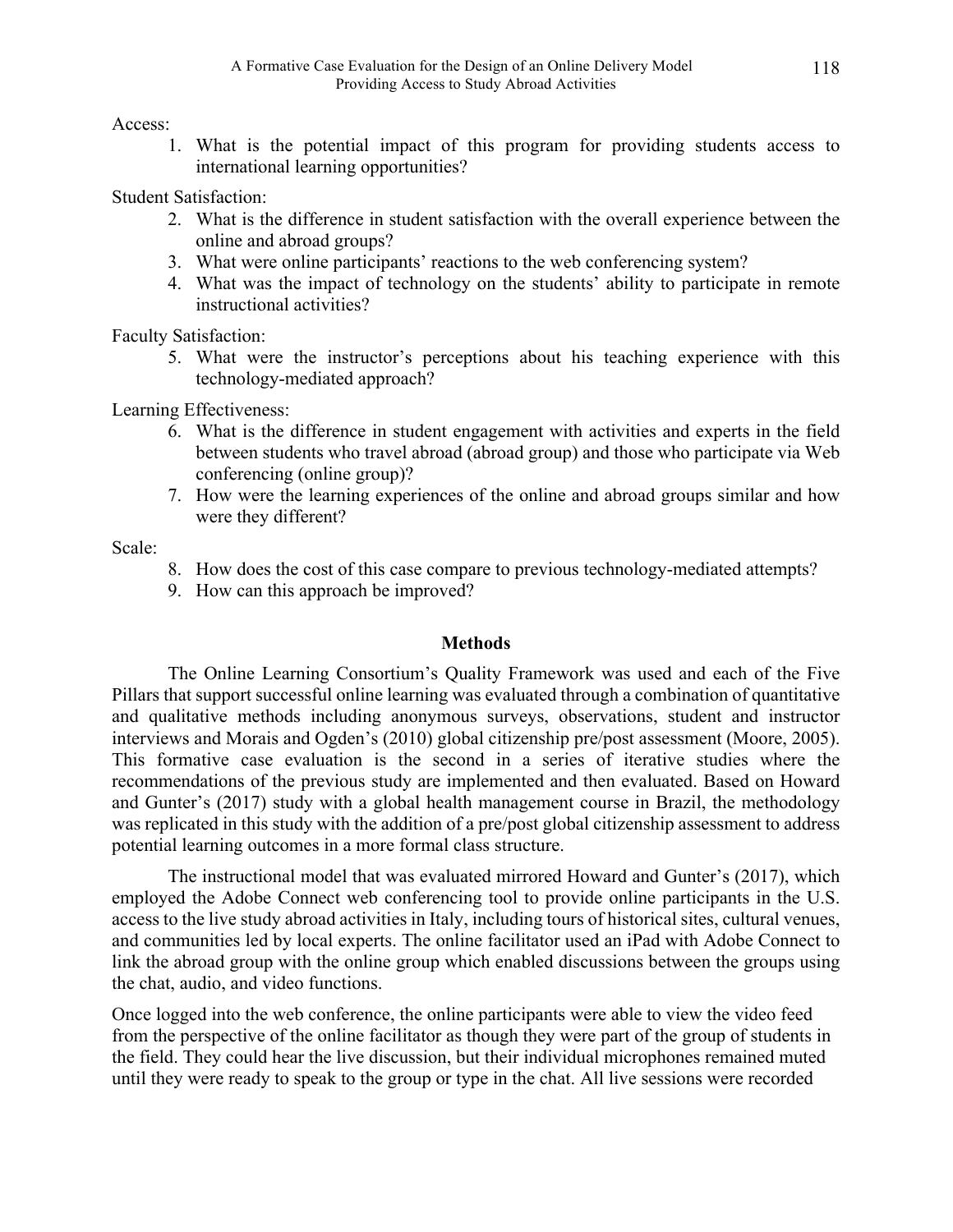Access:

1. What is the potential impact of this program for providing students access to international learning opportunities?

Student Satisfaction:

2. What is the difference in student satisfaction with the overall experience between the online and abroad groups?
3. What were online participants' reactions to the web conferencing system?
4. What was the impact of technology on the students' ability to participate in remote instructional activities?

Faculty Satisfaction:

5. What were the instructor's perceptions about his teaching experience with this technology-mediated approach?

Learning Effectiveness:

6. What is the difference in student engagement with activities and experts in the field between students who travel abroad (abroad group) and those who participate via Web conferencing (online group)?
7. How were the learning experiences of the online and abroad groups similar and how were they different?

Scale:

8. How does the cost of this case compare to previous technology-mediated attempts?
9. How can this approach be improved?

## Methods

The Online Learning Consortium's Quality Framework was used and each of the Five Pillars that support successful online learning was evaluated through a combination of quantitative and qualitative methods including anonymous surveys, observations, student and instructor interviews and Morais and Ogden's (2010) global citizenship pre/post assessment (Moore, 2005). This formative case evaluation is the second in a series of iterative studies where the recommendations of the previous study are implemented and then evaluated. Based on Howard and Gunter's (2017) study with a global health management course in Brazil, the methodology was replicated in this study with the addition of a pre/post global citizenship assessment to address potential learning outcomes in a more formal class structure.

The instructional model that was evaluated mirrored Howard and Gunter's (2017), which employed the Adobe Connect web conferencing tool to provide online participants in the U.S. access to the live study abroad activities in Italy, including tours of historical sites, cultural venues, and communities led by local experts. The online facilitator used an iPad with Adobe Connect to link the abroad group with the online group which enabled discussions between the groups using the chat, audio, and video functions.

Once logged into the web conference, the online participants were able to view the video feed from the perspective of the online facilitator as though they were part of the group of students in the field. They could hear the live discussion, but their individual microphones remained muted until they were ready to speak to the group or type in the chat. All live sessions were recorded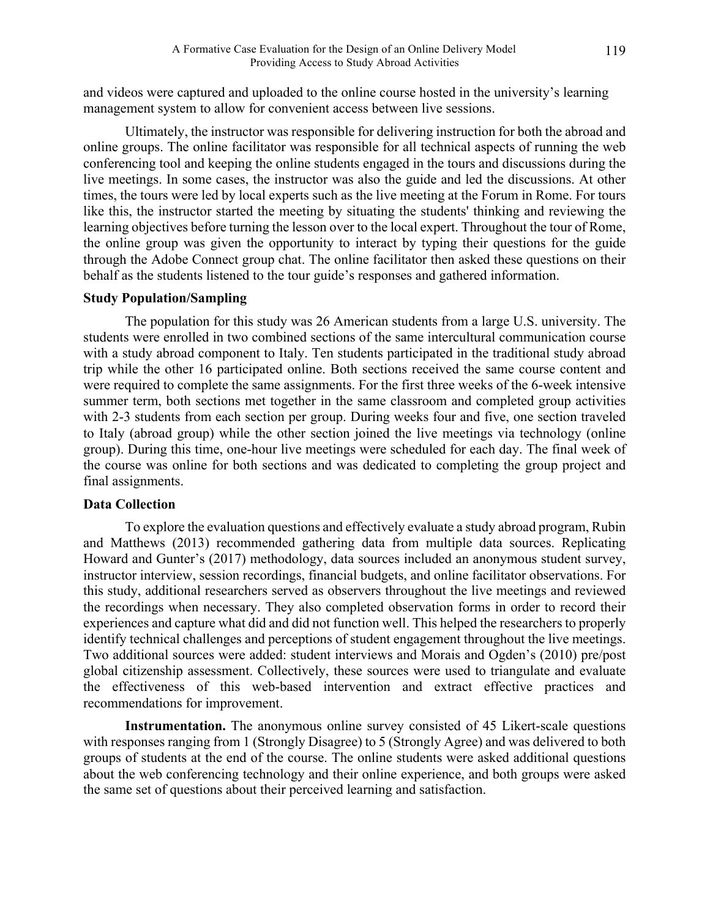and videos were captured and uploaded to the online course hosted in the university's learning management system to allow for convenient access between live sessions.

Ultimately, the instructor was responsible for delivering instruction for both the abroad and online groups. The online facilitator was responsible for all technical aspects of running the web conferencing tool and keeping the online students engaged in the tours and discussions during the live meetings. In some cases, the instructor was also the guide and led the discussions. At other times, the tours were led by local experts such as the live meeting at the Forum in Rome. For tours like this, the instructor started the meeting by situating the students' thinking and reviewing the learning objectives before turning the lesson over to the local expert. Throughout the tour of Rome, the online group was given the opportunity to interact by typing their questions for the guide through the Adobe Connect group chat. The online facilitator then asked these questions on their behalf as the students listened to the tour guide's responses and gathered information.

### Study Population/Sampling

The population for this study was 26 American students from a large U.S. university. The students were enrolled in two combined sections of the same intercultural communication course with a study abroad component to Italy. Ten students participated in the traditional study abroad trip while the other 16 participated online. Both sections received the same course content and were required to complete the same assignments. For the first three weeks of the 6-week intensive summer term, both sections met together in the same classroom and completed group activities with 2-3 students from each section per group. During weeks four and five, one section traveled to Italy (abroad group) while the other section joined the live meetings via technology (online group). During this time, one-hour live meetings were scheduled for each day. The final week of the course was online for both sections and was dedicated to completing the group project and final assignments.

### Data Collection

To explore the evaluation questions and effectively evaluate a study abroad program, Rubin and Matthews (2013) recommended gathering data from multiple data sources. Replicating Howard and Gunter's (2017) methodology, data sources included an anonymous student survey, instructor interview, session recordings, financial budgets, and online facilitator observations. For this study, additional researchers served as observers throughout the live meetings and reviewed the recordings when necessary. They also completed observation forms in order to record their experiences and capture what did and did not function well. This helped the researchers to properly identify technical challenges and perceptions of student engagement throughout the live meetings. Two additional sources were added: student interviews and Morais and Ogden's (2010) pre/post global citizenship assessment. Collectively, these sources were used to triangulate and evaluate the effectiveness of this web-based intervention and extract effective practices and recommendations for improvement.

**Instrumentation.** The anonymous online survey consisted of 45 Likert-scale questions with responses ranging from 1 (Strongly Disagree) to 5 (Strongly Agree) and was delivered to both groups of students at the end of the course. The online students were asked additional questions about the web conferencing technology and their online experience, and both groups were asked the same set of questions about their perceived learning and satisfaction.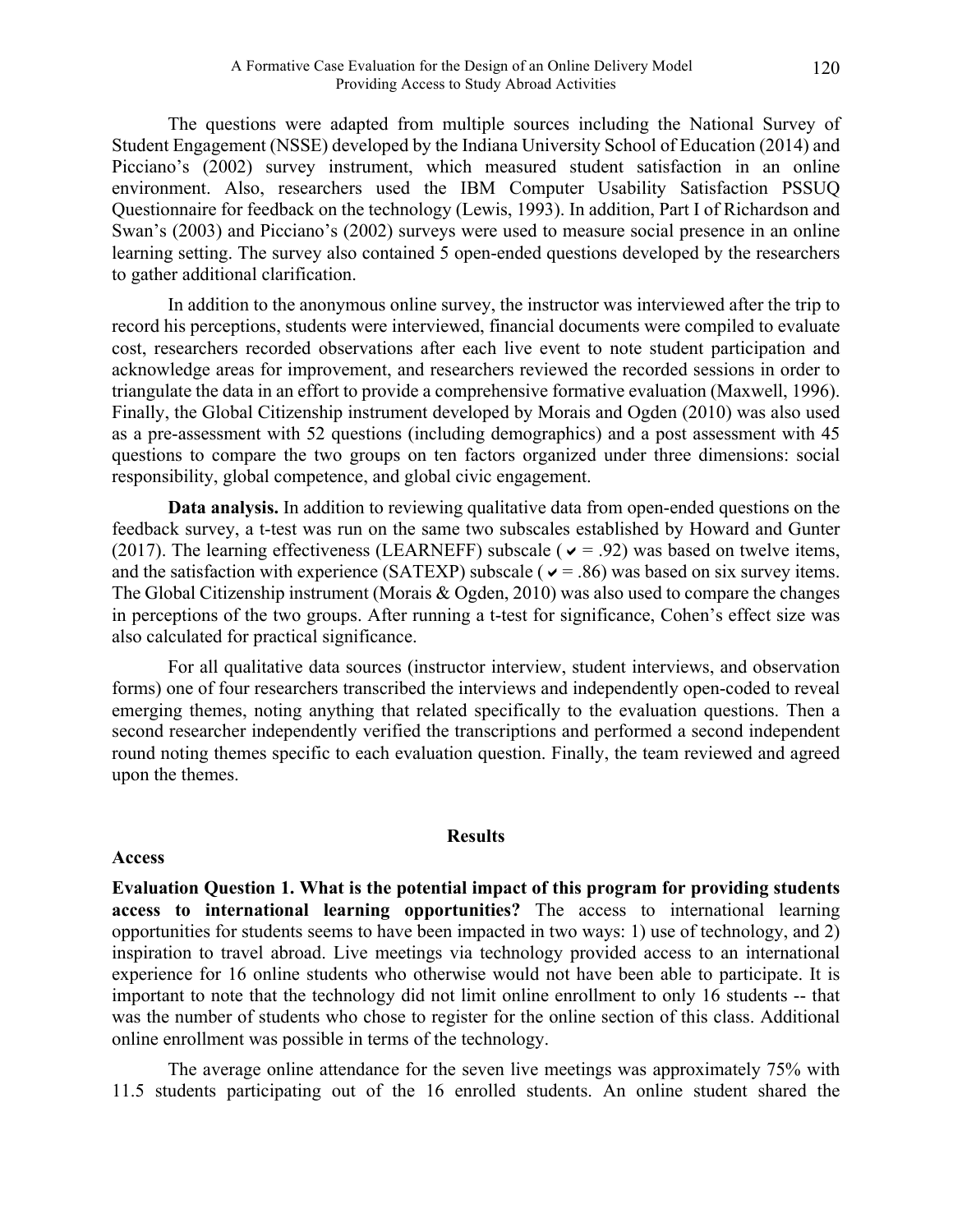The questions were adapted from multiple sources including the National Survey of Student Engagement (NSSE) developed by the Indiana University School of Education (2014) and Picciano's (2002) survey instrument, which measured student satisfaction in an online environment. Also, researchers used the IBM Computer Usability Satisfaction PSSUQ Questionnaire for feedback on the technology (Lewis, 1993). In addition, Part I of Richardson and Swan's (2003) and Picciano's (2002) surveys were used to measure social presence in an online learning setting. The survey also contained 5 open-ended questions developed by the researchers to gather additional clarification.

In addition to the anonymous online survey, the instructor was interviewed after the trip to record his perceptions, students were interviewed, financial documents were compiled to evaluate cost, researchers recorded observations after each live event to note student participation and acknowledge areas for improvement, and researchers reviewed the recorded sessions in order to triangulate the data in an effort to provide a comprehensive formative evaluation (Maxwell, 1996). Finally, the Global Citizenship instrument developed by Morais and Ogden (2010) was also used as a pre-assessment with 52 questions (including demographics) and a post assessment with 45 questions to compare the two groups on ten factors organized under three dimensions: social responsibility, global competence, and global civic engagement.

**Data analysis.** In addition to reviewing qualitative data from open-ended questions on the feedback survey, a t-test was run on the same two subscales established by Howard and Gunter (2017). The learning effectiveness (LEARNEFF) subscale ( ✔ = .92) was based on twelve items, and the satisfaction with experience (SATEXP) subscale ( ✔ = .86) was based on six survey items. The Global Citizenship instrument (Morais & Ogden, 2010) was also used to compare the changes in perceptions of the two groups. After running a t-test for significance, Cohen's effect size was also calculated for practical significance.

For all qualitative data sources (instructor interview, student interviews, and observation forms) one of four researchers transcribed the interviews and independently open-coded to reveal emerging themes, noting anything that related specifically to the evaluation questions. Then a second researcher independently verified the transcriptions and performed a second independent round noting themes specific to each evaluation question. Finally, the team reviewed and agreed upon the themes.

## Results

### Access

**Evaluation Question 1. What is the potential impact of this program for providing students access to international learning opportunities?** The access to international learning opportunities for students seems to have been impacted in two ways: 1) use of technology, and 2) inspiration to travel abroad. Live meetings via technology provided access to an international experience for 16 online students who otherwise would not have been able to participate. It is important to note that the technology did not limit online enrollment to only 16 students -- that was the number of students who chose to register for the online section of this class. Additional online enrollment was possible in terms of the technology.

The average online attendance for the seven live meetings was approximately 75% with 11.5 students participating out of the 16 enrolled students. An online student shared the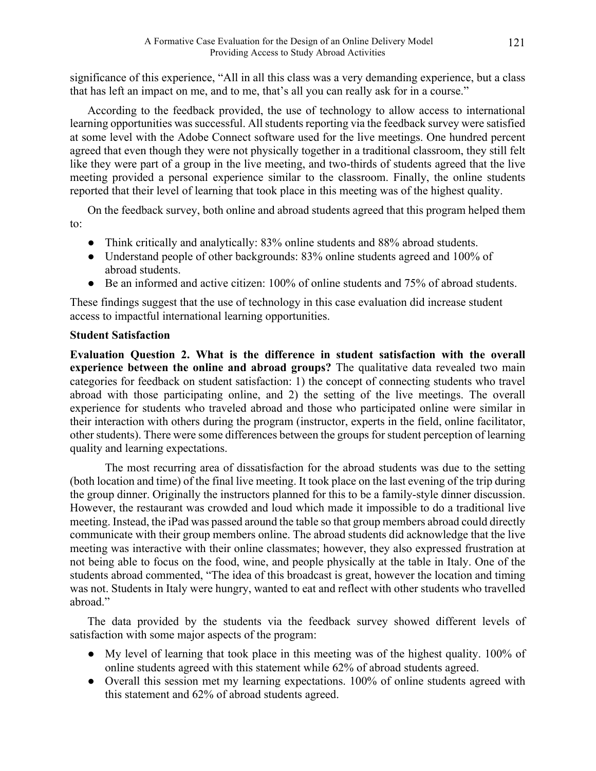significance of this experience, "All in all this class was a very demanding experience, but a class that has left an impact on me, and to me, that's all you can really ask for in a course."

According to the feedback provided, the use of technology to allow access to international learning opportunities was successful. All students reporting via the feedback survey were satisfied at some level with the Adobe Connect software used for the live meetings. One hundred percent agreed that even though they were not physically together in a traditional classroom, they still felt like they were part of a group in the live meeting, and two-thirds of students agreed that the live meeting provided a personal experience similar to the classroom. Finally, the online students reported that their level of learning that took place in this meeting was of the highest quality.

On the feedback survey, both online and abroad students agreed that this program helped them to:

- Think critically and analytically: 83% online students and 88% abroad students.
- Understand people of other backgrounds: 83% online students agreed and 100% of abroad students.
- Be an informed and active citizen: 100% of online students and 75% of abroad students.

These findings suggest that the use of technology in this case evaluation did increase student access to impactful international learning opportunities.

**Student Satisfaction**

**Evaluation Question 2. What is the difference in student satisfaction with the overall experience between the online and abroad groups?** The qualitative data revealed two main categories for feedback on student satisfaction: 1) the concept of connecting students who travel abroad with those participating online, and 2) the setting of the live meetings. The overall experience for students who traveled abroad and those who participated online were similar in their interaction with others during the program (instructor, experts in the field, online facilitator, other students). There were some differences between the groups for student perception of learning quality and learning expectations.

The most recurring area of dissatisfaction for the abroad students was due to the setting (both location and time) of the final live meeting. It took place on the last evening of the trip during the group dinner. Originally the instructors planned for this to be a family-style dinner discussion. However, the restaurant was crowded and loud which made it impossible to do a traditional live meeting. Instead, the iPad was passed around the table so that group members abroad could directly communicate with their group members online. The abroad students did acknowledge that the live meeting was interactive with their online classmates; however, they also expressed frustration at not being able to focus on the food, wine, and people physically at the table in Italy. One of the students abroad commented, "The idea of this broadcast is great, however the location and timing was not. Students in Italy were hungry, wanted to eat and reflect with other students who travelled abroad."

The data provided by the students via the feedback survey showed different levels of satisfaction with some major aspects of the program:

- My level of learning that took place in this meeting was of the highest quality. 100% of online students agreed with this statement while 62% of abroad students agreed.
- Overall this session met my learning expectations. 100% of online students agreed with this statement and 62% of abroad students agreed.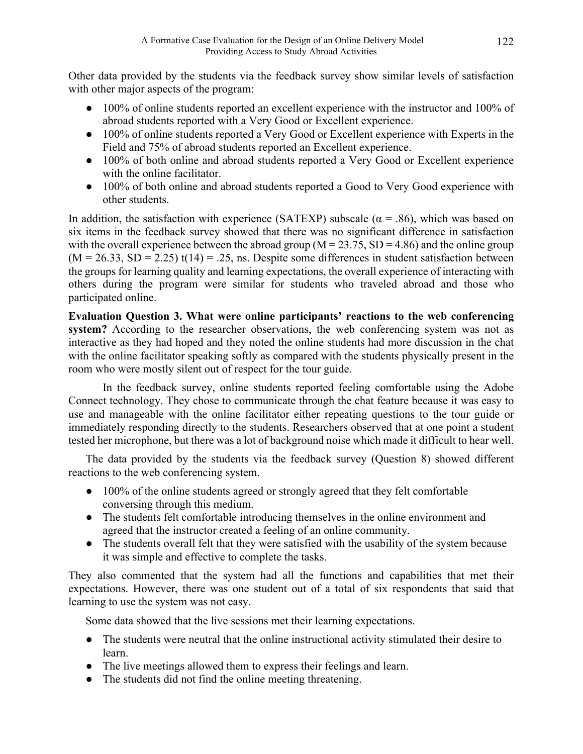Other data provided by the students via the feedback survey show similar levels of satisfaction with other major aspects of the program:

- 100% of online students reported an excellent experience with the instructor and 100% of abroad students reported with a Very Good or Excellent experience.
- 100% of online students reported a Very Good or Excellent experience with Experts in the Field and 75% of abroad students reported an Excellent experience.
- 100% of both online and abroad students reported a Very Good or Excellent experience with the online facilitator.
- 100% of both online and abroad students reported a Good to Very Good experience with other students.

In addition, the satisfaction with experience (SATEXP) subscale ($\alpha = .86$), which was based on six items in the feedback survey showed that there was no significant difference in satisfaction with the overall experience between the abroad group ($M = 23.75$, $SD = 4.86$) and the online group ($M = 26.33$, $SD = 2.25$) $t(14) = .25$, ns. Despite some differences in student satisfaction between the groups for learning quality and learning expectations, the overall experience of interacting with others during the program were similar for students who traveled abroad and those who participated online.

**Evaluation Question 3. What were online participants' reactions to the web conferencing system?** According to the researcher observations, the web conferencing system was not as interactive as they had hoped and they noted the online students had more discussion in the chat with the online facilitator speaking softly as compared with the students physically present in the room who were mostly silent out of respect for the tour guide.

In the feedback survey, online students reported feeling comfortable using the Adobe Connect technology. They chose to communicate through the chat feature because it was easy to use and manageable with the online facilitator either repeating questions to the tour guide or immediately responding directly to the students. Researchers observed that at one point a student tested her microphone, but there was a lot of background noise which made it difficult to hear well.

The data provided by the students via the feedback survey (Question 8) showed different reactions to the web conferencing system.

- 100% of the online students agreed or strongly agreed that they felt comfortable conversing through this medium.
- The students felt comfortable introducing themselves in the online environment and agreed that the instructor created a feeling of an online community.
- The students overall felt that they were satisfied with the usability of the system because it was simple and effective to complete the tasks.

They also commented that the system had all the functions and capabilities that met their expectations. However, there was one student out of a total of six respondents that said that learning to use the system was not easy.

Some data showed that the live sessions met their learning expectations.

- The students were neutral that the online instructional activity stimulated their desire to learn.
- The live meetings allowed them to express their feelings and learn.
- The students did not find the online meeting threatening.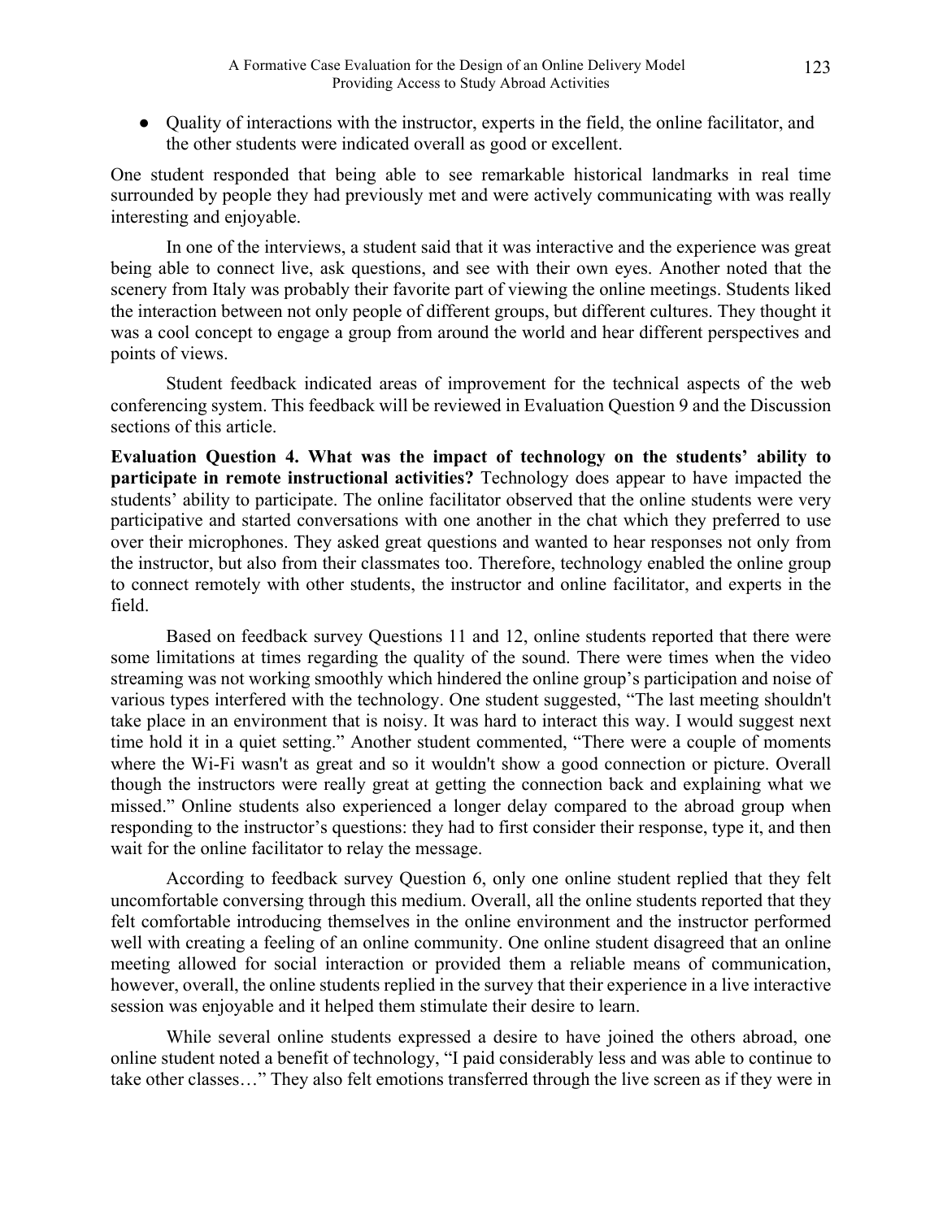- Quality of interactions with the instructor, experts in the field, the online facilitator, and the other students were indicated overall as good or excellent.

One student responded that being able to see remarkable historical landmarks in real time surrounded by people they had previously met and were actively communicating with was really interesting and enjoyable.

In one of the interviews, a student said that it was interactive and the experience was great being able to connect live, ask questions, and see with their own eyes. Another noted that the scenery from Italy was probably their favorite part of viewing the online meetings. Students liked the interaction between not only people of different groups, but different cultures. They thought it was a cool concept to engage a group from around the world and hear different perspectives and points of views.

Student feedback indicated areas of improvement for the technical aspects of the web conferencing system. This feedback will be reviewed in Evaluation Question 9 and the Discussion sections of this article.

**Evaluation Question 4. What was the impact of technology on the students' ability to participate in remote instructional activities?** Technology does appear to have impacted the students' ability to participate. The online facilitator observed that the online students were very participative and started conversations with one another in the chat which they preferred to use over their microphones. They asked great questions and wanted to hear responses not only from the instructor, but also from their classmates too. Therefore, technology enabled the online group to connect remotely with other students, the instructor and online facilitator, and experts in the field.

Based on feedback survey Questions 11 and 12, online students reported that there were some limitations at times regarding the quality of the sound. There were times when the video streaming was not working smoothly which hindered the online group's participation and noise of various types interfered with the technology. One student suggested, "The last meeting shouldn't take place in an environment that is noisy. It was hard to interact this way. I would suggest next time hold it in a quiet setting." Another student commented, "There were a couple of moments where the Wi-Fi wasn't as great and so it wouldn't show a good connection or picture. Overall though the instructors were really great at getting the connection back and explaining what we missed." Online students also experienced a longer delay compared to the abroad group when responding to the instructor's questions: they had to first consider their response, type it, and then wait for the online facilitator to relay the message.

According to feedback survey Question 6, only one online student replied that they felt uncomfortable conversing through this medium. Overall, all the online students reported that they felt comfortable introducing themselves in the online environment and the instructor performed well with creating a feeling of an online community. One online student disagreed that an online meeting allowed for social interaction or provided them a reliable means of communication, however, overall, the online students replied in the survey that their experience in a live interactive session was enjoyable and it helped them stimulate their desire to learn.

While several online students expressed a desire to have joined the others abroad, one online student noted a benefit of technology, "I paid considerably less and was able to continue to take other classes…" They also felt emotions transferred through the live screen as if they were in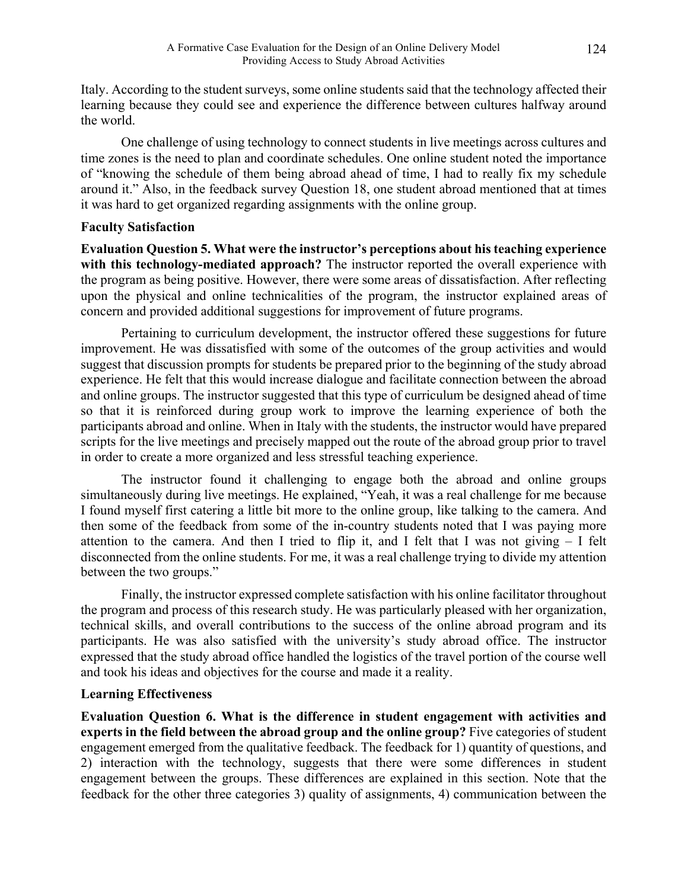Italy. According to the student surveys, some online students said that the technology affected their learning because they could see and experience the difference between cultures halfway around the world.

One challenge of using technology to connect students in live meetings across cultures and time zones is the need to plan and coordinate schedules. One online student noted the importance of "knowing the schedule of them being abroad ahead of time, I had to really fix my schedule around it." Also, in the feedback survey Question 18, one student abroad mentioned that at times it was hard to get organized regarding assignments with the online group.

**Faculty Satisfaction**

**Evaluation Question 5. What were the instructor's perceptions about his teaching experience with this technology-mediated approach?** The instructor reported the overall experience with the program as being positive. However, there were some areas of dissatisfaction. After reflecting upon the physical and online technicalities of the program, the instructor explained areas of concern and provided additional suggestions for improvement of future programs.

Pertaining to curriculum development, the instructor offered these suggestions for future improvement. He was dissatisfied with some of the outcomes of the group activities and would suggest that discussion prompts for students be prepared prior to the beginning of the study abroad experience. He felt that this would increase dialogue and facilitate connection between the abroad and online groups. The instructor suggested that this type of curriculum be designed ahead of time so that it is reinforced during group work to improve the learning experience of both the participants abroad and online. When in Italy with the students, the instructor would have prepared scripts for the live meetings and precisely mapped out the route of the abroad group prior to travel in order to create a more organized and less stressful teaching experience.

The instructor found it challenging to engage both the abroad and online groups simultaneously during live meetings. He explained, "Yeah, it was a real challenge for me because I found myself first catering a little bit more to the online group, like talking to the camera. And then some of the feedback from some of the in-country students noted that I was paying more attention to the camera. And then I tried to flip it, and I felt that I was not giving – I felt disconnected from the online students. For me, it was a real challenge trying to divide my attention between the two groups."

Finally, the instructor expressed complete satisfaction with his online facilitator throughout the program and process of this research study. He was particularly pleased with her organization, technical skills, and overall contributions to the success of the online abroad program and its participants. He was also satisfied with the university's study abroad office. The instructor expressed that the study abroad office handled the logistics of the travel portion of the course well and took his ideas and objectives for the course and made it a reality.

**Learning Effectiveness**

**Evaluation Question 6. What is the difference in student engagement with activities and experts in the field between the abroad group and the online group?** Five categories of student engagement emerged from the qualitative feedback. The feedback for 1) quantity of questions, and 2) interaction with the technology, suggests that there were some differences in student engagement between the groups. These differences are explained in this section. Note that the feedback for the other three categories 3) quality of assignments, 4) communication between the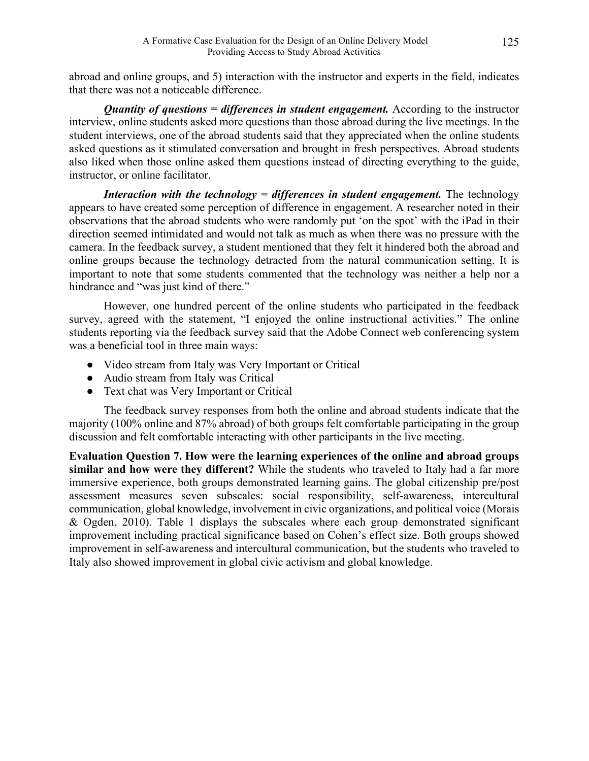abroad and online groups, and 5) interaction with the instructor and experts in the field, indicates that there was not a noticeable difference.

***Quantity of questions = differences in student engagement.*** According to the instructor interview, online students asked more questions than those abroad during the live meetings. In the student interviews, one of the abroad students said that they appreciated when the online students asked questions as it stimulated conversation and brought in fresh perspectives. Abroad students also liked when those online asked them questions instead of directing everything to the guide, instructor, or online facilitator.

***Interaction with the technology = differences in student engagement.*** The technology appears to have created some perception of difference in engagement. A researcher noted in their observations that the abroad students who were randomly put 'on the spot' with the iPad in their direction seemed intimidated and would not talk as much as when there was no pressure with the camera. In the feedback survey, a student mentioned that they felt it hindered both the abroad and online groups because the technology detracted from the natural communication setting. It is important to note that some students commented that the technology was neither a help nor a hindrance and "was just kind of there."

However, one hundred percent of the online students who participated in the feedback survey, agreed with the statement, "I enjoyed the online instructional activities." The online students reporting via the feedback survey said that the Adobe Connect web conferencing system was a beneficial tool in three main ways:

- Video stream from Italy was Very Important or Critical
- Audio stream from Italy was Critical
- Text chat was Very Important or Critical

The feedback survey responses from both the online and abroad students indicate that the majority (100% online and 87% abroad) of both groups felt comfortable participating in the group discussion and felt comfortable interacting with other participants in the live meeting.

**Evaluation Question 7. How were the learning experiences of the online and abroad groups similar and how were they different?** While the students who traveled to Italy had a far more immersive experience, both groups demonstrated learning gains. The global citizenship pre/post assessment measures seven subscales: social responsibility, self-awareness, intercultural communication, global knowledge, involvement in civic organizations, and political voice (Morais & Ogden, 2010). Table 1 displays the subscales where each group demonstrated significant improvement including practical significance based on Cohen's effect size. Both groups showed improvement in self-awareness and intercultural communication, but the students who traveled to Italy also showed improvement in global civic activism and global knowledge.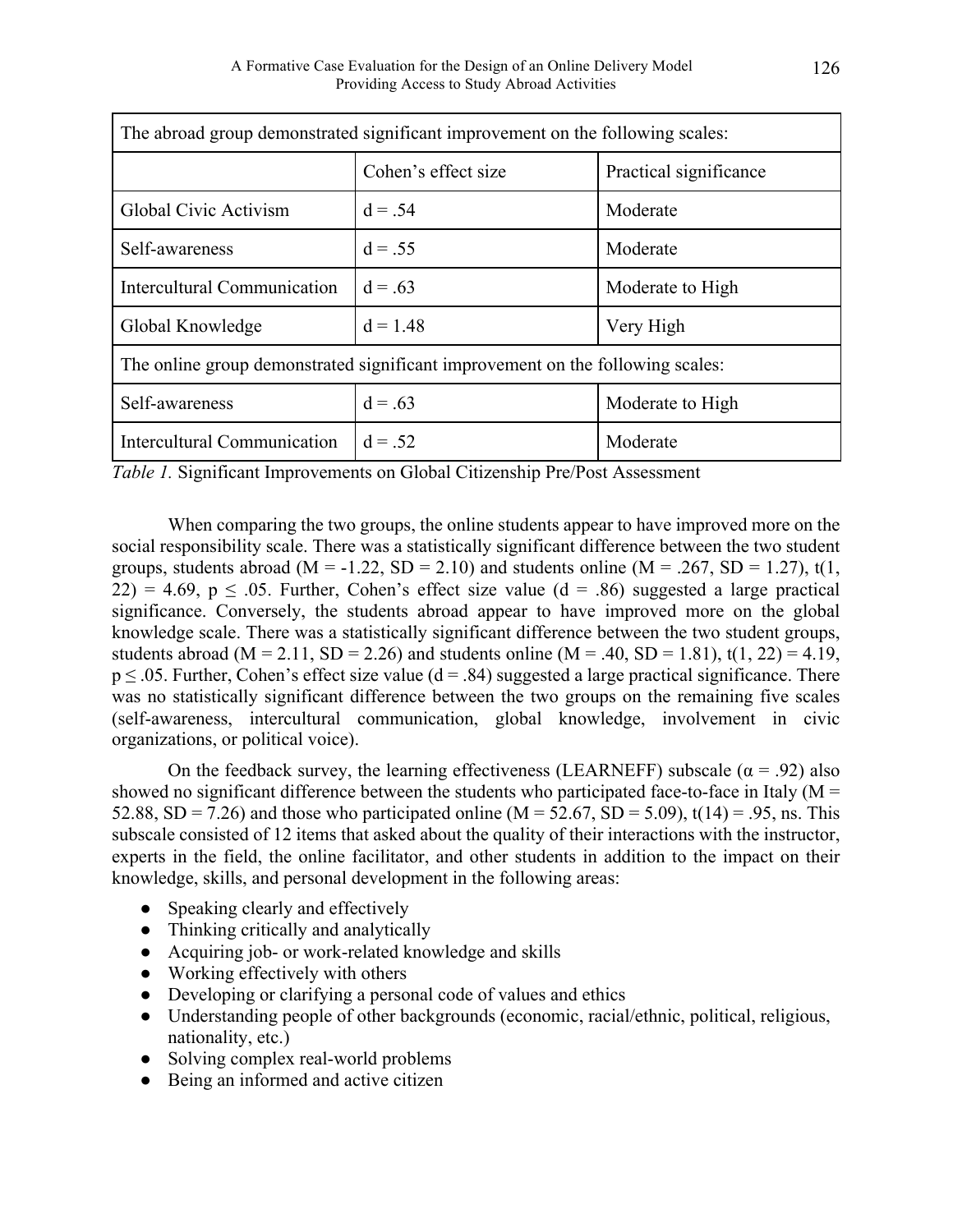| The abroad group demonstrated significant improvement on the following scales: | | |
|---|---|---|
| | Cohen's effect size | Practical significance |
| Global Civic Activism | d = .54 | Moderate |
| Self-awareness | d = .55 | Moderate |
| Intercultural Communication | d = .63 | Moderate to High |
| Global Knowledge | d = 1.48 | Very High |
| The online group demonstrated significant improvement on the following scales: | | |
| Self-awareness | d = .63 | Moderate to High |
| Intercultural Communication | d = .52 | Moderate |

*Table 1.* Significant Improvements on Global Citizenship Pre/Post Assessment

When comparing the two groups, the online students appear to have improved more on the social responsibility scale. There was a statistically significant difference between the two student groups, students abroad ($M = -1.22$, $SD = 2.10$) and students online ($M = .267$, $SD = 1.27$), $t(1, 22) = 4.69$, $p \leq .05$. Further, Cohen's effect size value ($d = .86$) suggested a large practical significance. Conversely, the students abroad appear to have improved more on the global knowledge scale. There was a statistically significant difference between the two student groups, students abroad ($M = 2.11$, $SD = 2.26$) and students online ($M = .40$, $SD = 1.81$), $t(1, 22) = 4.19$, $p \leq .05$. Further, Cohen's effect size value ($d = .84$) suggested a large practical significance. There was no statistically significant difference between the two groups on the remaining five scales (self-awareness, intercultural communication, global knowledge, involvement in civic organizations, or political voice).

On the feedback survey, the learning effectiveness (LEARNEFF) subscale ($\alpha = .92$) also showed no significant difference between the students who participated face-to-face in Italy ($M = 52.88$, $SD = 7.26$) and those who participated online ($M = 52.67$, $SD = 5.09$), $t(14) = .95$, ns. This subscale consisted of 12 items that asked about the quality of their interactions with the instructor, experts in the field, the online facilitator, and other students in addition to the impact on their knowledge, skills, and personal development in the following areas:

- Speaking clearly and effectively
- Thinking critically and analytically
- Acquiring job- or work-related knowledge and skills
- Working effectively with others
- Developing or clarifying a personal code of values and ethics
- Understanding people of other backgrounds (economic, racial/ethnic, political, religious, nationality, etc.)
- Solving complex real-world problems
- Being an informed and active citizen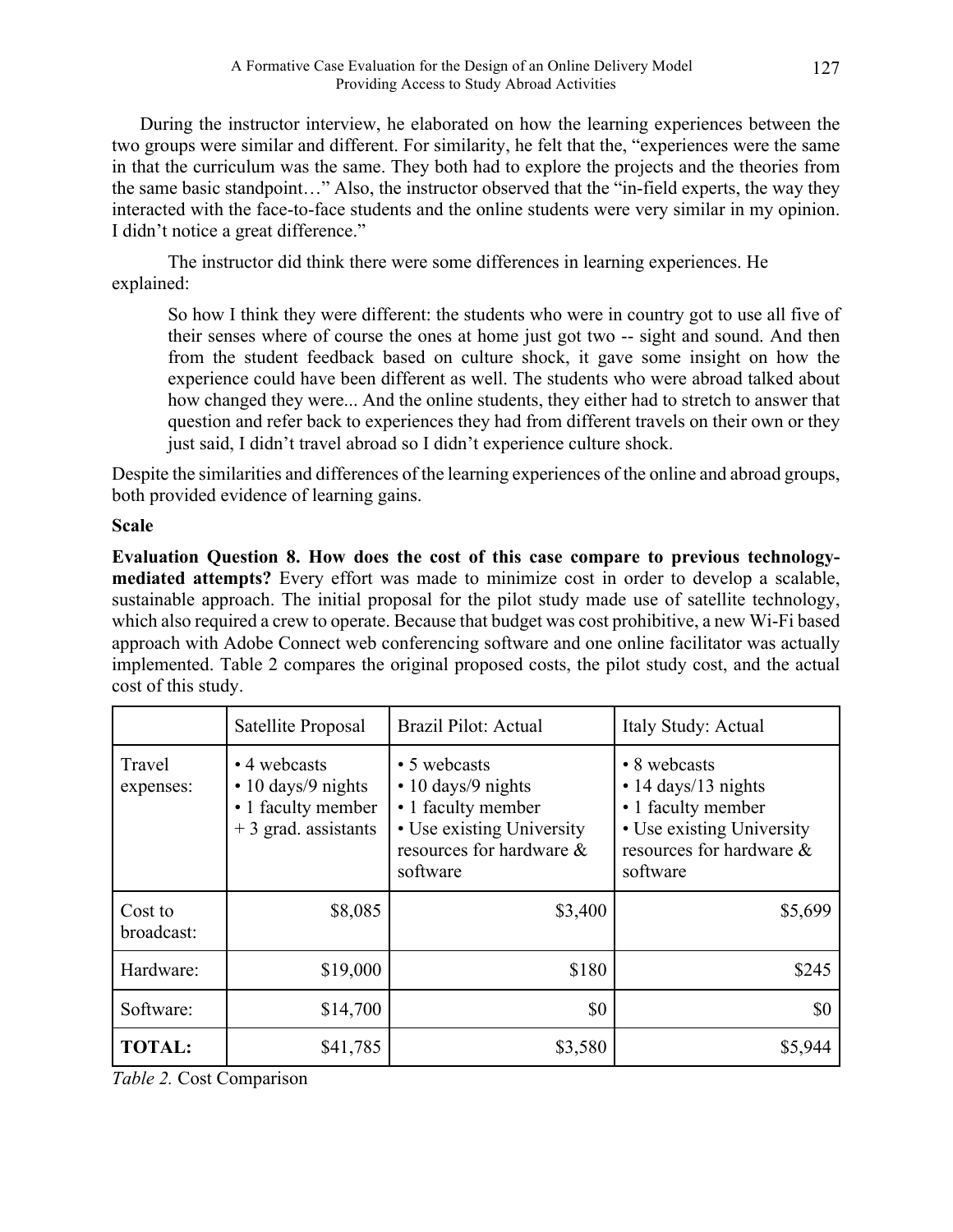During the instructor interview, he elaborated on how the learning experiences between the two groups were similar and different. For similarity, he felt that the, "experiences were the same in that the curriculum was the same. They both had to explore the projects and the theories from the same basic standpoint…" Also, the instructor observed that the "in-field experts, the way they interacted with the face-to-face students and the online students were very similar in my opinion. I didn't notice a great difference."

The instructor did think there were some differences in learning experiences. He explained:

> So how I think they were different: the students who were in country got to use all five of their senses where of course the ones at home just got two -- sight and sound. And then from the student feedback based on culture shock, it gave some insight on how the experience could have been different as well. The students who were abroad talked about how changed they were... And the online students, they either had to stretch to answer that question and refer back to experiences they had from different travels on their own or they just said, I didn't travel abroad so I didn't experience culture shock.

Despite the similarities and differences of the learning experiences of the online and abroad groups, both provided evidence of learning gains.

**Scale**

**Evaluation Question 8. How does the cost of this case compare to previous technology-mediated attempts?** Every effort was made to minimize cost in order to develop a scalable, sustainable approach. The initial proposal for the pilot study made use of satellite technology, which also required a crew to operate. Because that budget was cost prohibitive, a new Wi-Fi based approach with Adobe Connect web conferencing software and one online facilitator was actually implemented. Table 2 compares the original proposed costs, the pilot study cost, and the actual cost of this study.

| | Satellite Proposal | Brazil Pilot: Actual | Italy Study: Actual |
|---|---|---|---|
| Travel expenses: | • 4 webcasts<br>• 10 days/9 nights<br>• 1 faculty member + 3 grad. assistants | • 5 webcasts<br>• 10 days/9 nights<br>• 1 faculty member<br>• Use existing University resources for hardware & software | • 8 webcasts<br>• 14 days/13 nights<br>• 1 faculty member<br>• Use existing University resources for hardware & software |
| Cost to broadcast: | $8,085 | $3,400 | $5,699 |
| Hardware: | $19,000 | $180 | $245 |
| Software: | $14,700 | $0 | $0 |
| **TOTAL:** | $41,785 | $3,580 | $5,944 |

*Table 2.* Cost Comparison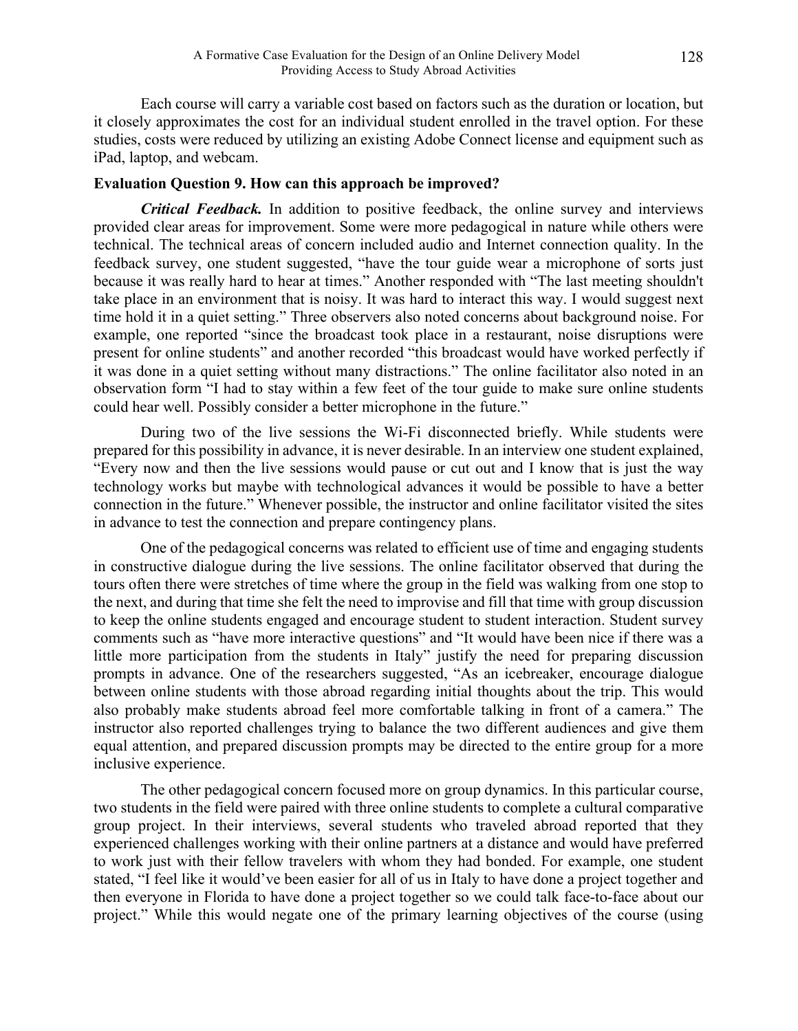Each course will carry a variable cost based on factors such as the duration or location, but it closely approximates the cost for an individual student enrolled in the travel option. For these studies, costs were reduced by utilizing an existing Adobe Connect license and equipment such as iPad, laptop, and webcam.

### Evaluation Question 9. How can this approach be improved?

***Critical Feedback.*** In addition to positive feedback, the online survey and interviews provided clear areas for improvement. Some were more pedagogical in nature while others were technical. The technical areas of concern included audio and Internet connection quality. In the feedback survey, one student suggested, "have the tour guide wear a microphone of sorts just because it was really hard to hear at times." Another responded with "The last meeting shouldn't take place in an environment that is noisy. It was hard to interact this way. I would suggest next time hold it in a quiet setting." Three observers also noted concerns about background noise. For example, one reported "since the broadcast took place in a restaurant, noise disruptions were present for online students" and another recorded "this broadcast would have worked perfectly if it was done in a quiet setting without many distractions." The online facilitator also noted in an observation form "I had to stay within a few feet of the tour guide to make sure online students could hear well. Possibly consider a better microphone in the future."

During two of the live sessions the Wi-Fi disconnected briefly. While students were prepared for this possibility in advance, it is never desirable. In an interview one student explained, "Every now and then the live sessions would pause or cut out and I know that is just the way technology works but maybe with technological advances it would be possible to have a better connection in the future." Whenever possible, the instructor and online facilitator visited the sites in advance to test the connection and prepare contingency plans.

One of the pedagogical concerns was related to efficient use of time and engaging students in constructive dialogue during the live sessions. The online facilitator observed that during the tours often there were stretches of time where the group in the field was walking from one stop to the next, and during that time she felt the need to improvise and fill that time with group discussion to keep the online students engaged and encourage student to student interaction. Student survey comments such as "have more interactive questions" and "It would have been nice if there was a little more participation from the students in Italy" justify the need for preparing discussion prompts in advance. One of the researchers suggested, "As an icebreaker, encourage dialogue between online students with those abroad regarding initial thoughts about the trip. This would also probably make students abroad feel more comfortable talking in front of a camera." The instructor also reported challenges trying to balance the two different audiences and give them equal attention, and prepared discussion prompts may be directed to the entire group for a more inclusive experience.

The other pedagogical concern focused more on group dynamics. In this particular course, two students in the field were paired with three online students to complete a cultural comparative group project. In their interviews, several students who traveled abroad reported that they experienced challenges working with their online partners at a distance and would have preferred to work just with their fellow travelers with whom they had bonded. For example, one student stated, "I feel like it would've been easier for all of us in Italy to have done a project together and then everyone in Florida to have done a project together so we could talk face-to-face about our project." While this would negate one of the primary learning objectives of the course (using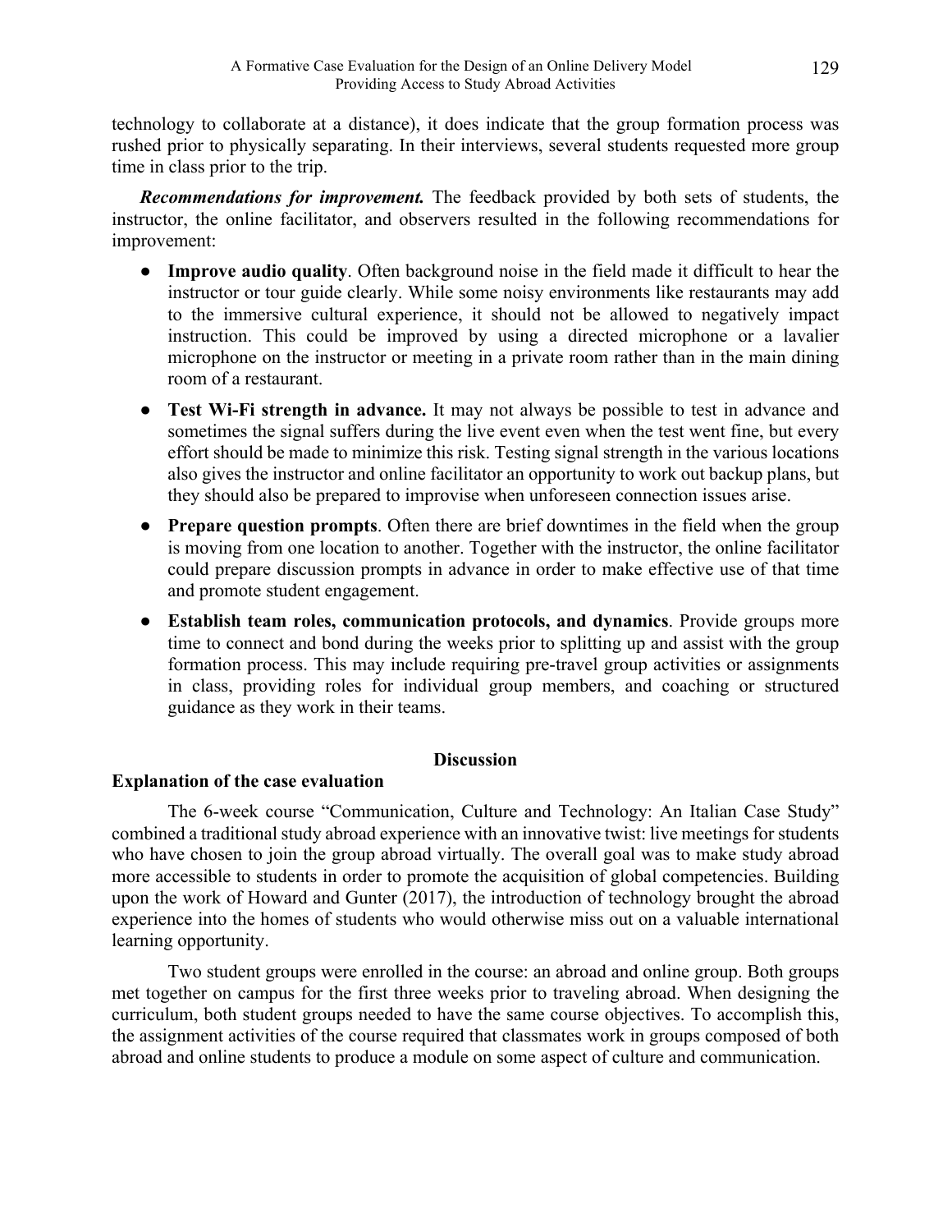technology to collaborate at a distance), it does indicate that the group formation process was rushed prior to physically separating. In their interviews, several students requested more group time in class prior to the trip.

***Recommendations for improvement.*** The feedback provided by both sets of students, the instructor, the online facilitator, and observers resulted in the following recommendations for improvement:

- **Improve audio quality**. Often background noise in the field made it difficult to hear the instructor or tour guide clearly. While some noisy environments like restaurants may add to the immersive cultural experience, it should not be allowed to negatively impact instruction. This could be improved by using a directed microphone or a lavalier microphone on the instructor or meeting in a private room rather than in the main dining room of a restaurant.
- **Test Wi-Fi strength in advance.** It may not always be possible to test in advance and sometimes the signal suffers during the live event even when the test went fine, but every effort should be made to minimize this risk. Testing signal strength in the various locations also gives the instructor and online facilitator an opportunity to work out backup plans, but they should also be prepared to improvise when unforeseen connection issues arise.
- **Prepare question prompts**. Often there are brief downtimes in the field when the group is moving from one location to another. Together with the instructor, the online facilitator could prepare discussion prompts in advance in order to make effective use of that time and promote student engagement.
- **Establish team roles, communication protocols, and dynamics**. Provide groups more time to connect and bond during the weeks prior to splitting up and assist with the group formation process. This may include requiring pre-travel group activities or assignments in class, providing roles for individual group members, and coaching or structured guidance as they work in their teams.

## Discussion

### Explanation of the case evaluation

The 6-week course "Communication, Culture and Technology: An Italian Case Study" combined a traditional study abroad experience with an innovative twist: live meetings for students who have chosen to join the group abroad virtually. The overall goal was to make study abroad more accessible to students in order to promote the acquisition of global competencies. Building upon the work of Howard and Gunter (2017), the introduction of technology brought the abroad experience into the homes of students who would otherwise miss out on a valuable international learning opportunity.

Two student groups were enrolled in the course: an abroad and online group. Both groups met together on campus for the first three weeks prior to traveling abroad. When designing the curriculum, both student groups needed to have the same course objectives. To accomplish this, the assignment activities of the course required that classmates work in groups composed of both abroad and online students to produce a module on some aspect of culture and communication.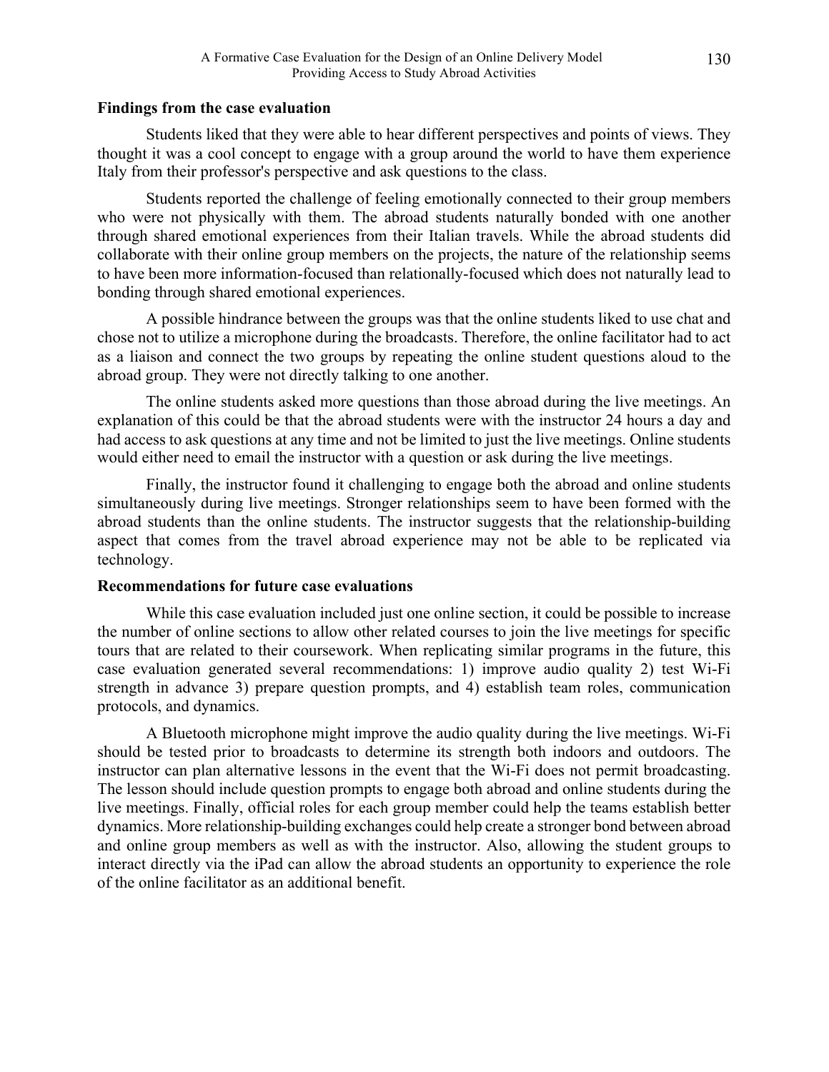**Findings from the case evaluation**

Students liked that they were able to hear different perspectives and points of views. They thought it was a cool concept to engage with a group around the world to have them experience Italy from their professor's perspective and ask questions to the class.

Students reported the challenge of feeling emotionally connected to their group members who were not physically with them. The abroad students naturally bonded with one another through shared emotional experiences from their Italian travels. While the abroad students did collaborate with their online group members on the projects, the nature of the relationship seems to have been more information-focused than relationally-focused which does not naturally lead to bonding through shared emotional experiences.

A possible hindrance between the groups was that the online students liked to use chat and chose not to utilize a microphone during the broadcasts. Therefore, the online facilitator had to act as a liaison and connect the two groups by repeating the online student questions aloud to the abroad group. They were not directly talking to one another.

The online students asked more questions than those abroad during the live meetings. An explanation of this could be that the abroad students were with the instructor 24 hours a day and had access to ask questions at any time and not be limited to just the live meetings. Online students would either need to email the instructor with a question or ask during the live meetings.

Finally, the instructor found it challenging to engage both the abroad and online students simultaneously during live meetings. Stronger relationships seem to have been formed with the abroad students than the online students. The instructor suggests that the relationship-building aspect that comes from the travel abroad experience may not be able to be replicated via technology.

**Recommendations for future case evaluations**

While this case evaluation included just one online section, it could be possible to increase the number of online sections to allow other related courses to join the live meetings for specific tours that are related to their coursework. When replicating similar programs in the future, this case evaluation generated several recommendations: 1) improve audio quality 2) test Wi-Fi strength in advance 3) prepare question prompts, and 4) establish team roles, communication protocols, and dynamics.

A Bluetooth microphone might improve the audio quality during the live meetings. Wi-Fi should be tested prior to broadcasts to determine its strength both indoors and outdoors. The instructor can plan alternative lessons in the event that the Wi-Fi does not permit broadcasting. The lesson should include question prompts to engage both abroad and online students during the live meetings. Finally, official roles for each group member could help the teams establish better dynamics. More relationship-building exchanges could help create a stronger bond between abroad and online group members as well as with the instructor. Also, allowing the student groups to interact directly via the iPad can allow the abroad students an opportunity to experience the role of the online facilitator as an additional benefit.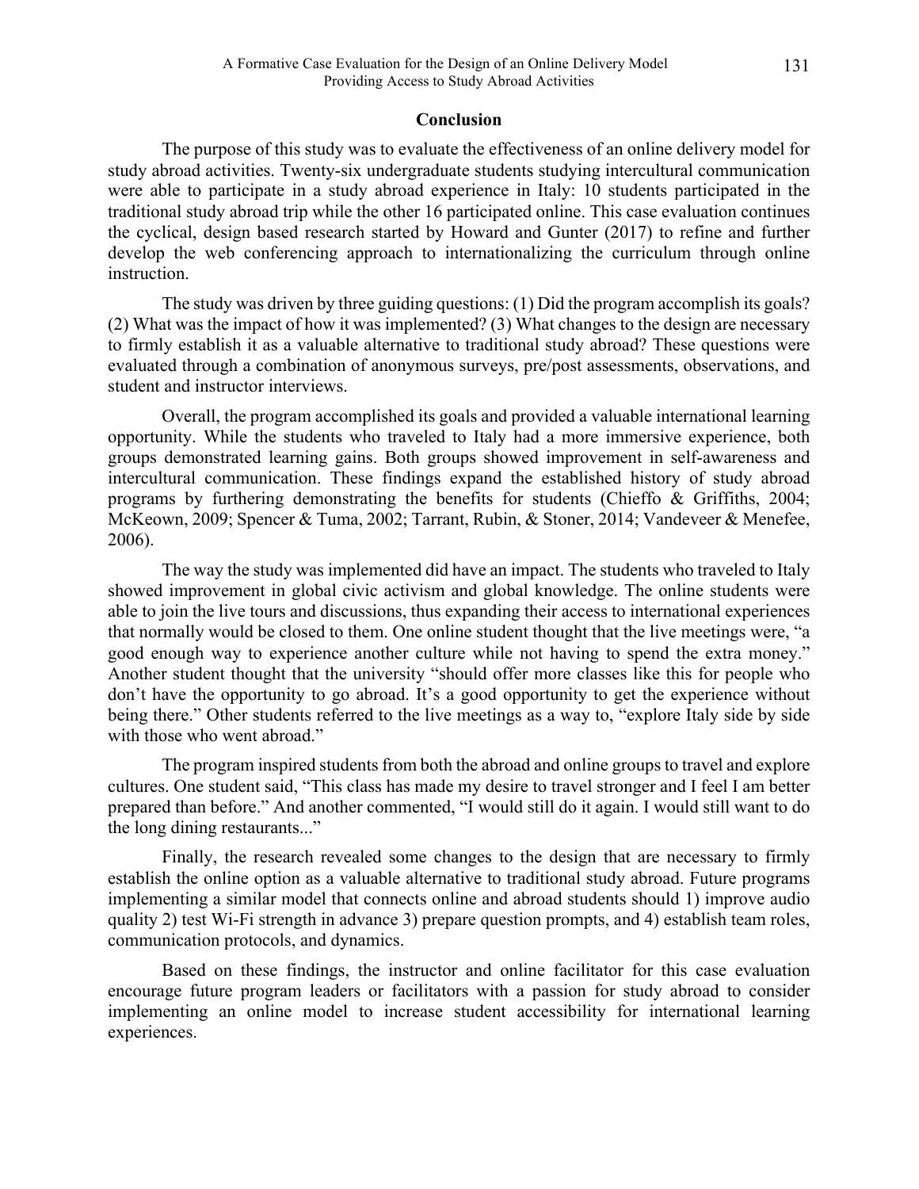## Conclusion

The purpose of this study was to evaluate the effectiveness of an online delivery model for study abroad activities. Twenty-six undergraduate students studying intercultural communication were able to participate in a study abroad experience in Italy: 10 students participated in the traditional study abroad trip while the other 16 participated online. This case evaluation continues the cyclical, design based research started by Howard and Gunter (2017) to refine and further develop the web conferencing approach to internationalizing the curriculum through online instruction.

The study was driven by three guiding questions: (1) Did the program accomplish its goals? (2) What was the impact of how it was implemented? (3) What changes to the design are necessary to firmly establish it as a valuable alternative to traditional study abroad? These questions were evaluated through a combination of anonymous surveys, pre/post assessments, observations, and student and instructor interviews.

Overall, the program accomplished its goals and provided a valuable international learning opportunity. While the students who traveled to Italy had a more immersive experience, both groups demonstrated learning gains. Both groups showed improvement in self-awareness and intercultural communication. These findings expand the established history of study abroad programs by furthering demonstrating the benefits for students (Chieffo & Griffiths, 2004; McKeown, 2009; Spencer & Tuma, 2002; Tarrant, Rubin, & Stoner, 2014; Vandeveer & Menefee, 2006).

The way the study was implemented did have an impact. The students who traveled to Italy showed improvement in global civic activism and global knowledge. The online students were able to join the live tours and discussions, thus expanding their access to international experiences that normally would be closed to them. One online student thought that the live meetings were, "a good enough way to experience another culture while not having to spend the extra money." Another student thought that the university "should offer more classes like this for people who don't have the opportunity to go abroad. It's a good opportunity to get the experience without being there." Other students referred to the live meetings as a way to, "explore Italy side by side with those who went abroad."

The program inspired students from both the abroad and online groups to travel and explore cultures. One student said, "This class has made my desire to travel stronger and I feel I am better prepared than before." And another commented, "I would still do it again. I would still want to do the long dining restaurants..."

Finally, the research revealed some changes to the design that are necessary to firmly establish the online option as a valuable alternative to traditional study abroad. Future programs implementing a similar model that connects online and abroad students should 1) improve audio quality 2) test Wi-Fi strength in advance 3) prepare question prompts, and 4) establish team roles, communication protocols, and dynamics.

Based on these findings, the instructor and online facilitator for this case evaluation encourage future program leaders or facilitators with a passion for study abroad to consider implementing an online model to increase student accessibility for international learning experiences.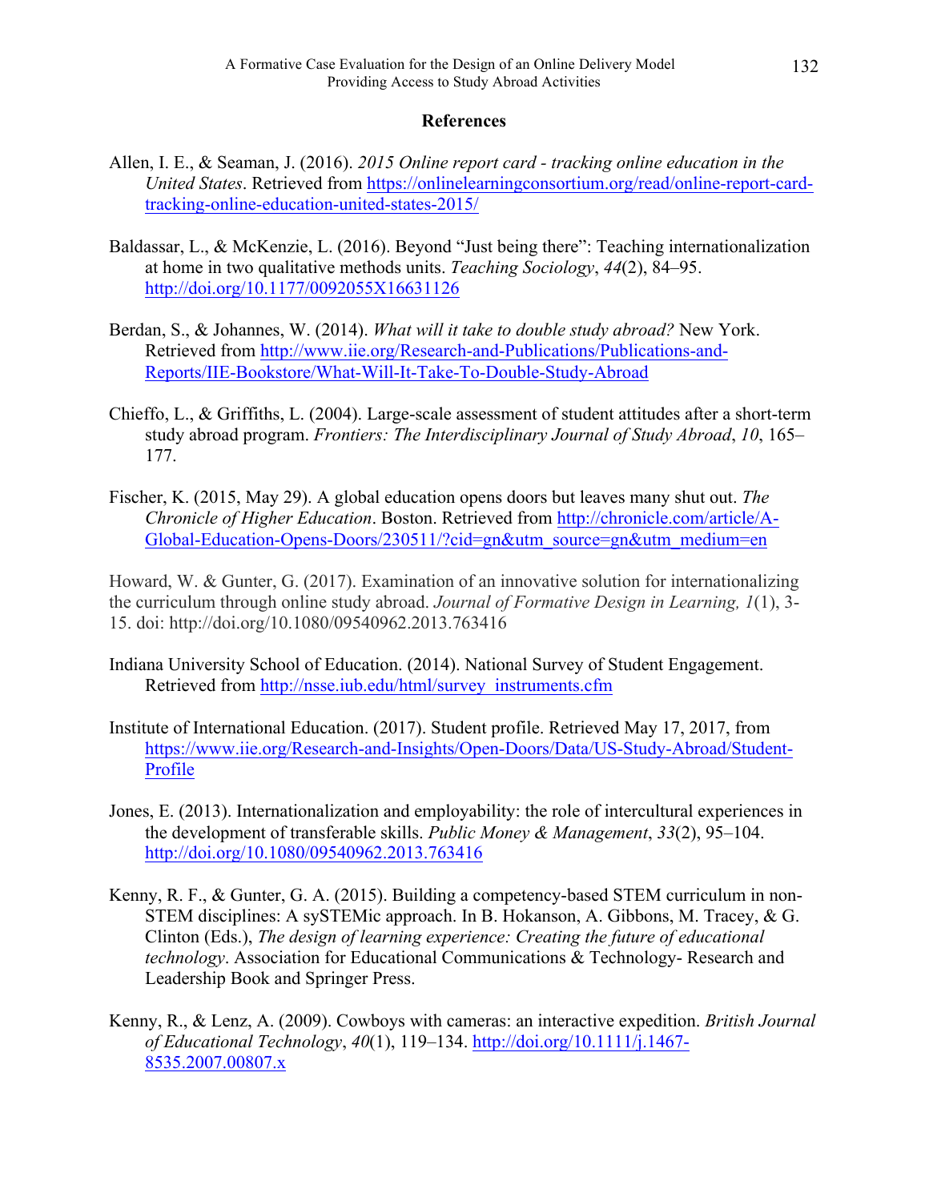## References

Allen, I. E., & Seaman, J. (2016). *2015 Online report card - tracking online education in the United States*. Retrieved from https://onlinelearningconsortium.org/read/online-report-card-tracking-online-education-united-states-2015/

Baldassar, L., & McKenzie, L. (2016). Beyond "Just being there": Teaching internationalization at home in two qualitative methods units. *Teaching Sociology*, *44*(2), 84–95. http://doi.org/10.1177/0092055X16631126

Berdan, S., & Johannes, W. (2014). *What will it take to double study abroad?* New York. Retrieved from http://www.iie.org/Research-and-Publications/Publications-and-Reports/IIE-Bookstore/What-Will-It-Take-To-Double-Study-Abroad

Chieffo, L., & Griffiths, L. (2004). Large-scale assessment of student attitudes after a short-term study abroad program. *Frontiers: The Interdisciplinary Journal of Study Abroad*, *10*, 165–177.

Fischer, K. (2015, May 29). A global education opens doors but leaves many shut out. *The Chronicle of Higher Education*. Boston. Retrieved from http://chronicle.com/article/A-Global-Education-Opens-Doors/230511/?cid=gn&utm_source=gn&utm_medium=en

Howard, W. & Gunter, G. (2017). Examination of an innovative solution for internationalizing the curriculum through online study abroad. *Journal of Formative Design in Learning, 1*(1), 3-15. doi: http://doi.org/10.1080/09540962.2013.763416

Indiana University School of Education. (2014). National Survey of Student Engagement. Retrieved from http://nsse.iub.edu/html/survey_instruments.cfm

Institute of International Education. (2017). Student profile. Retrieved May 17, 2017, from https://www.iie.org/Research-and-Insights/Open-Doors/Data/US-Study-Abroad/Student-Profile

Jones, E. (2013). Internationalization and employability: the role of intercultural experiences in the development of transferable skills. *Public Money & Management*, *33*(2), 95–104. http://doi.org/10.1080/09540962.2013.763416

Kenny, R. F., & Gunter, G. A. (2015). Building a competency-based STEM curriculum in non-STEM disciplines: A sySTEMic approach. In B. Hokanson, A. Gibbons, M. Tracey, & G. Clinton (Eds.), *The design of learning experience: Creating the future of educational technology*. Association for Educational Communications & Technology- Research and Leadership Book and Springer Press.

Kenny, R., & Lenz, A. (2009). Cowboys with cameras: an interactive expedition. *British Journal of Educational Technology*, *40*(1), 119–134. http://doi.org/10.1111/j.1467-8535.2007.00807.x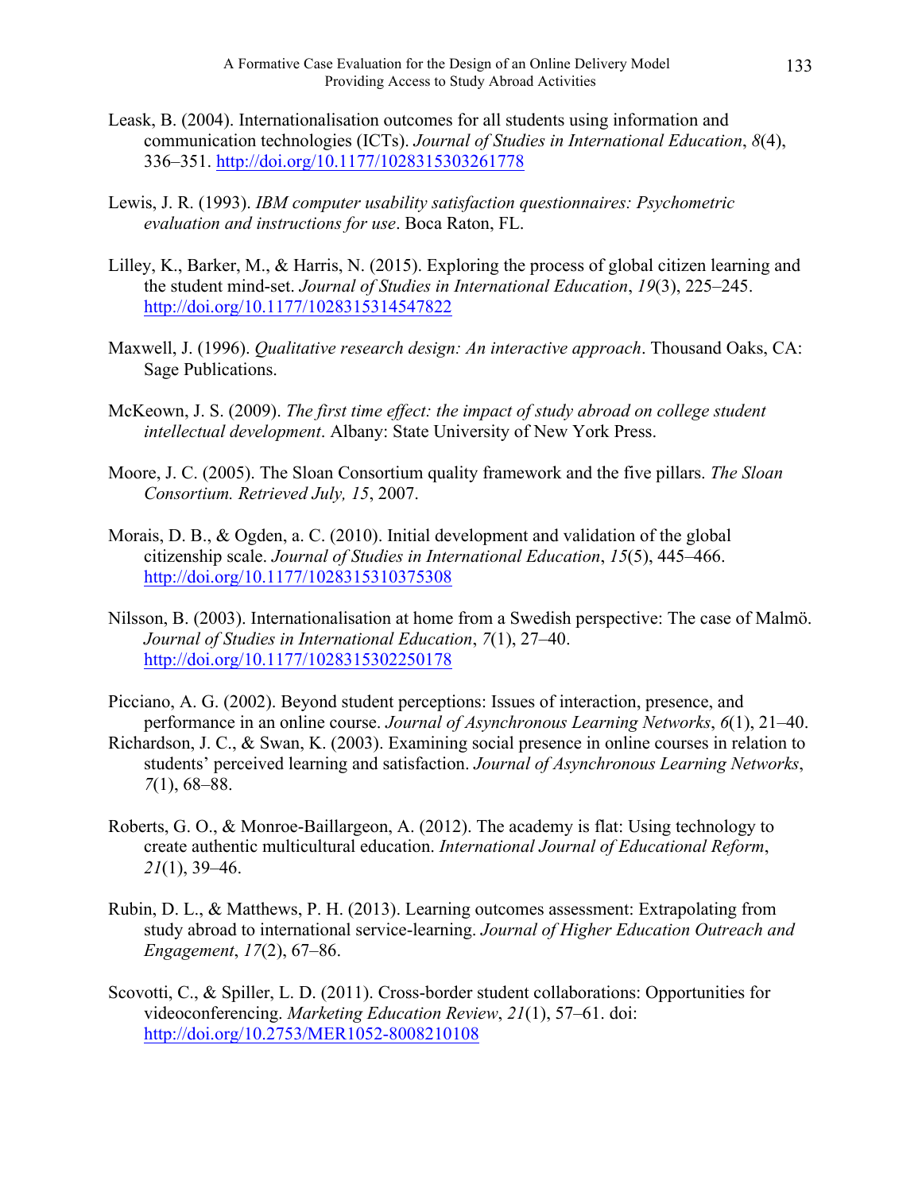Leask, B. (2004). Internationalisation outcomes for all students using information and communication technologies (ICTs). *Journal of Studies in International Education*, *8*(4), 336–351. http://doi.org/10.1177/1028315303261778

Lewis, J. R. (1993). *IBM computer usability satisfaction questionnaires: Psychometric evaluation and instructions for use*. Boca Raton, FL.

Lilley, K., Barker, M., & Harris, N. (2015). Exploring the process of global citizen learning and the student mind-set. *Journal of Studies in International Education*, *19*(3), 225–245. http://doi.org/10.1177/1028315314547822

Maxwell, J. (1996). *Qualitative research design: An interactive approach*. Thousand Oaks, CA: Sage Publications.

McKeown, J. S. (2009). *The first time effect: the impact of study abroad on college student intellectual development*. Albany: State University of New York Press.

Moore, J. C. (2005). The Sloan Consortium quality framework and the five pillars. *The Sloan Consortium. Retrieved July, 15*, 2007.

Morais, D. B., & Ogden, a. C. (2010). Initial development and validation of the global citizenship scale. *Journal of Studies in International Education*, *15*(5), 445–466. http://doi.org/10.1177/1028315310375308

Nilsson, B. (2003). Internationalisation at home from a Swedish perspective: The case of Malmö. *Journal of Studies in International Education*, *7*(1), 27–40. http://doi.org/10.1177/1028315302250178

Picciano, A. G. (2002). Beyond student perceptions: Issues of interaction, presence, and performance in an online course. *Journal of Asynchronous Learning Networks*, *6*(1), 21–40.

Richardson, J. C., & Swan, K. (2003). Examining social presence in online courses in relation to students' perceived learning and satisfaction. *Journal of Asynchronous Learning Networks*, *7*(1), 68–88.

Roberts, G. O., & Monroe-Baillargeon, A. (2012). The academy is flat: Using technology to create authentic multicultural education. *International Journal of Educational Reform*, *21*(1), 39–46.

Rubin, D. L., & Matthews, P. H. (2013). Learning outcomes assessment: Extrapolating from study abroad to international service-learning. *Journal of Higher Education Outreach and Engagement*, *17*(2), 67–86.

Scovotti, C., & Spiller, L. D. (2011). Cross-border student collaborations: Opportunities for videoconferencing. *Marketing Education Review*, *21*(1), 57–61. doi: http://doi.org/10.2753/MER1052-8008210108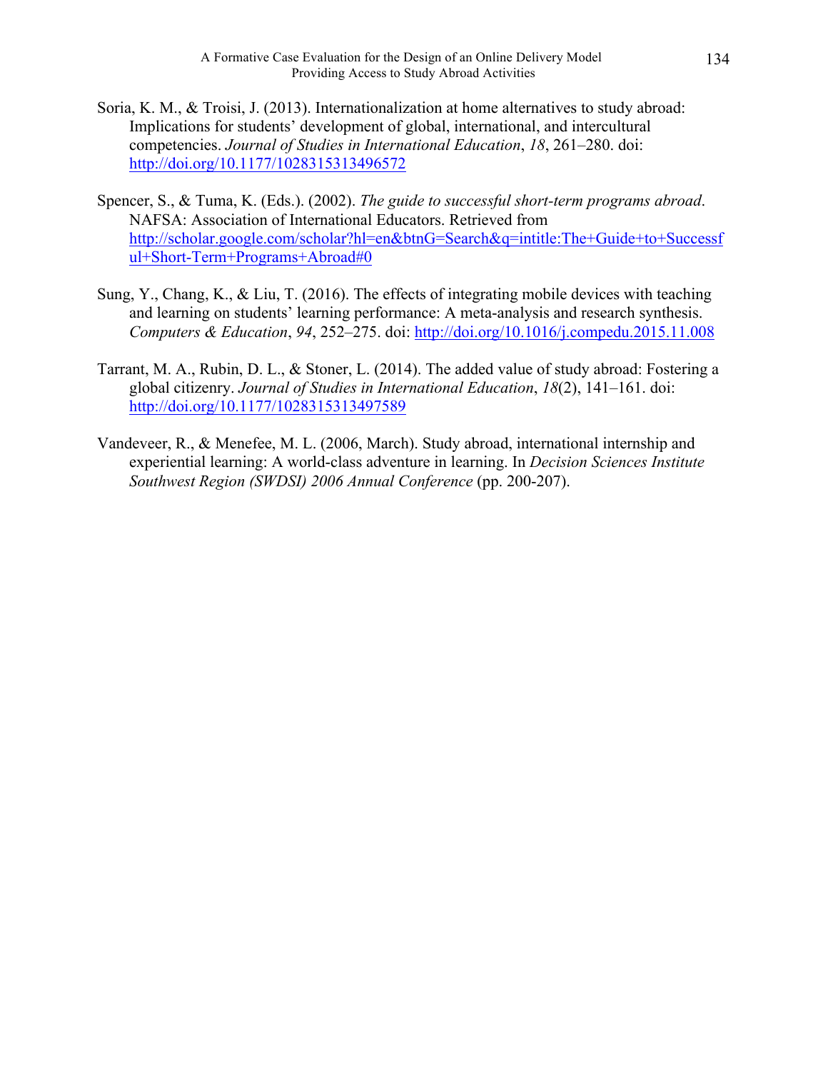Soria, K. M., & Troisi, J. (2013). Internationalization at home alternatives to study abroad: Implications for students' development of global, international, and intercultural competencies. *Journal of Studies in International Education*, *18*, 261–280. doi: http://doi.org/10.1177/1028315313496572

Spencer, S., & Tuma, K. (Eds.). (2002). *The guide to successful short-term programs abroad*. NAFSA: Association of International Educators. Retrieved from http://scholar.google.com/scholar?hl=en&btnG=Search&q=intitle:The+Guide+to+Successful+Short-Term+Programs+Abroad#0

Sung, Y., Chang, K., & Liu, T. (2016). The effects of integrating mobile devices with teaching and learning on students' learning performance: A meta-analysis and research synthesis. *Computers & Education*, *94*, 252–275. doi: http://doi.org/10.1016/j.compedu.2015.11.008

Tarrant, M. A., Rubin, D. L., & Stoner, L. (2014). The added value of study abroad: Fostering a global citizenry. *Journal of Studies in International Education*, *18*(2), 141–161. doi: http://doi.org/10.1177/1028315313497589

Vandeveer, R., & Menefee, M. L. (2006, March). Study abroad, international internship and experiential learning: A world-class adventure in learning. In *Decision Sciences Institute Southwest Region (SWDSI) 2006 Annual Conference* (pp. 200-207).